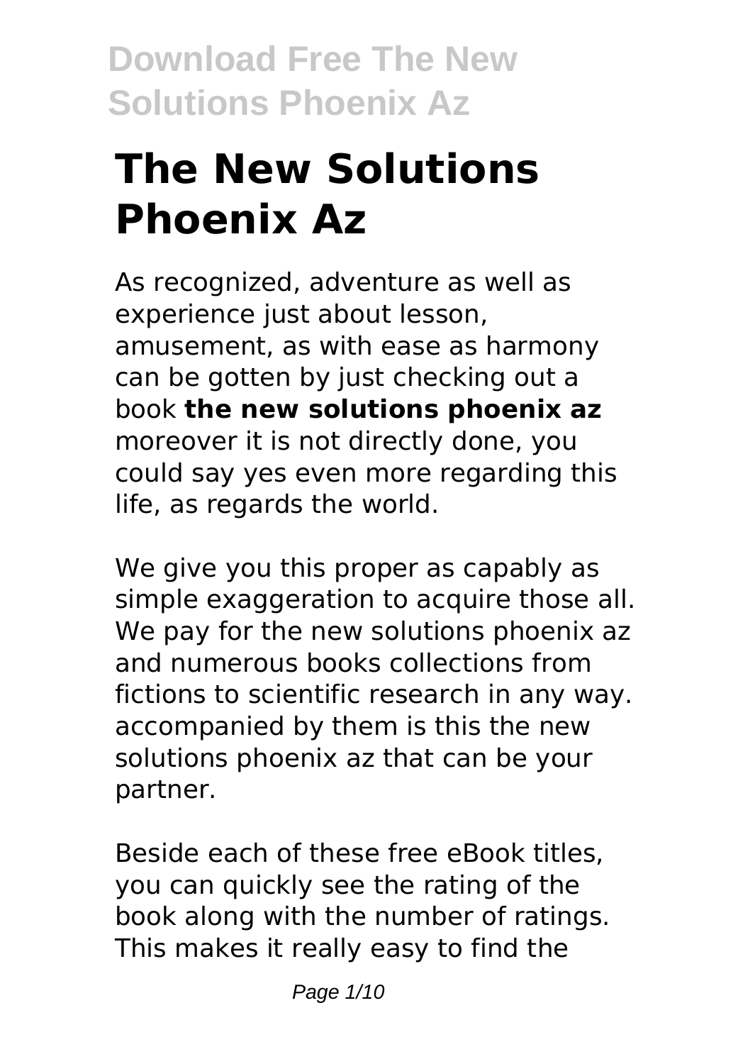# The New Solutions Phoenix Az

As recognized, adventure as well as experience just about lesson, amusement, as with ease as harmony can be gotten by just checking out a book **the new solutions phoenix az** moreover it is not directly done, you could say yes even more regarding this life, as regards the world.

We give you this proper as capably as simple exaggeration to acquire those all. We pay for the new solutions phoenix az and numerous books collections from fictions to scientific research in any way. accompanied by them is this the new solutions phoenix az that can be your partner.

Beside each of these free eBook titles, you can quickly see the rating of the book along with the number of ratings. This makes it really easy to find the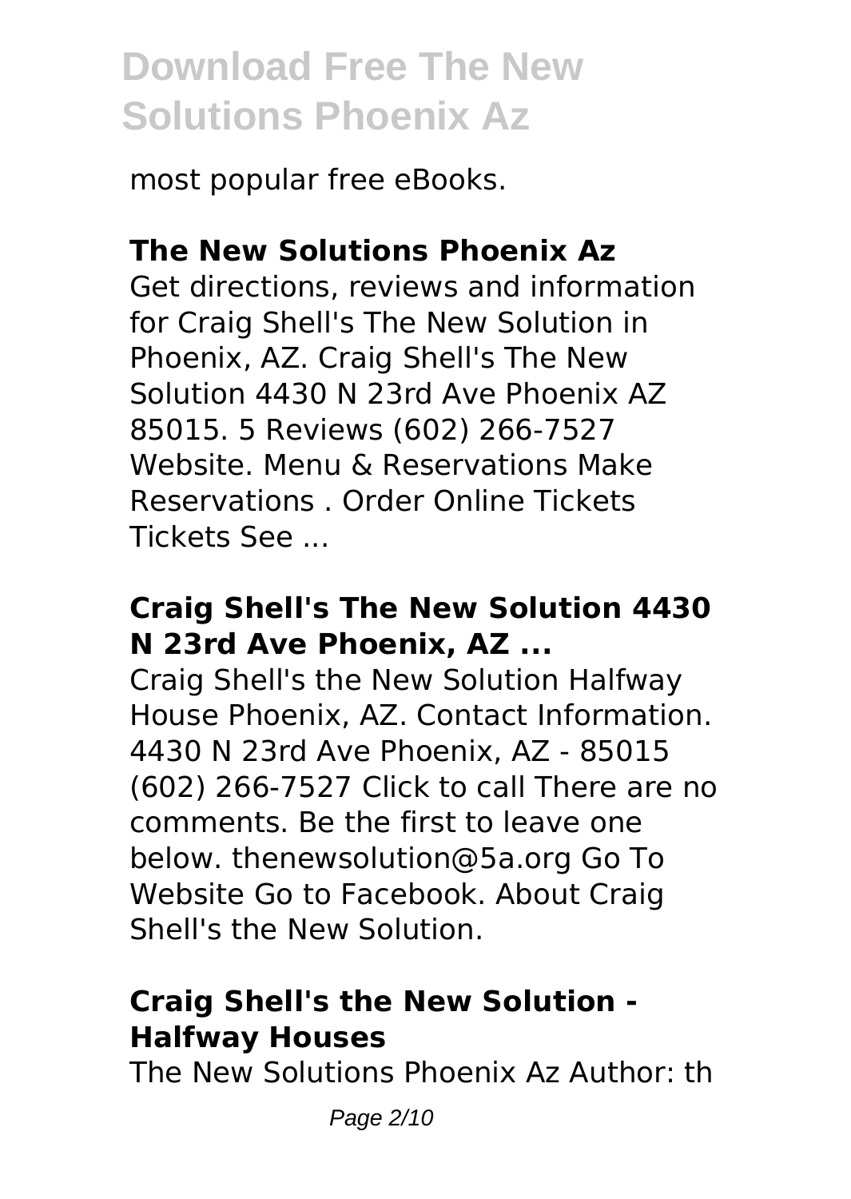most popular free eBooks.

## The New Solutions Phoenix Az

Get directions, reviews and information for Craig Shell's The New Solution in Phoenix, AZ. Craig Shell's The New Solution 4430 N 23rd Ave Phoenix AZ 85015. 5 Reviews (602) 266-7527 Website. Menu & Reservations Make Reservations . Order Online Tickets Tickets See ...

## Craig Shell's The New Solution 4430 N 23rd Ave Phoenix, AZ ...

Craig Shell's the New Solution Halfway House Phoenix, AZ. Contact Information. 4430 N 23rd Ave Phoenix, AZ - 85015 (602) 266-7527 Click to call There are no comments. Be the first to leave one below. thenewsolution@5a.org Go To Website Go to Facebook. About Craig Shell's the New Solution.

## Craig Shell's the New Solution - Halfway Houses

The New Solutions Phoenix Az Author: th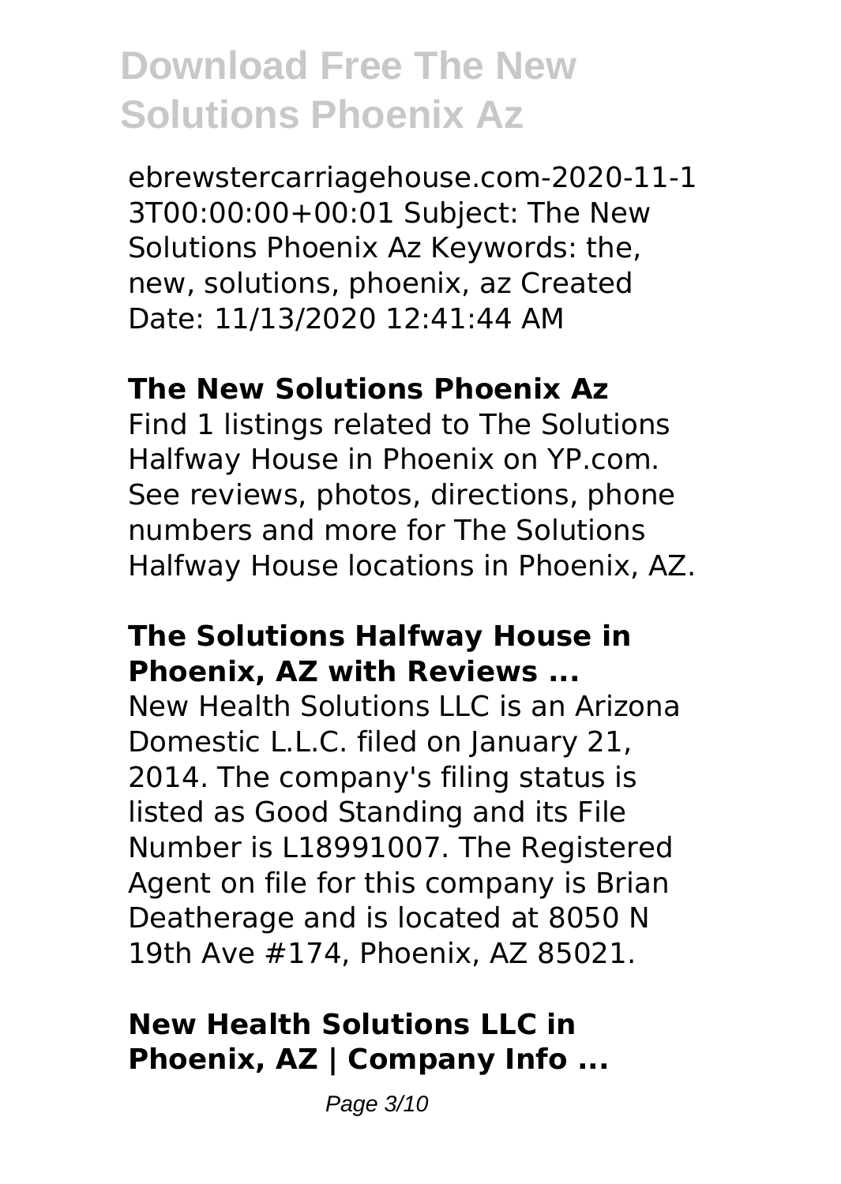ebrewstercarriagehouse.com-2020-11-13T00:00:00+00:01 Subject: The New Solutions Phoenix Az Keywords: the, new, solutions, phoenix, az Created Date: 11/13/2020 12:41:44 AM

### The New Solutions Phoenix Az

Find 1 listings related to The Solutions Halfway House in Phoenix on YP.com. See reviews, photos, directions, phone numbers and more for The Solutions Halfway House locations in Phoenix, AZ.

### The Solutions Halfway House in Phoenix, AZ with Reviews ...

New Health Solutions LLC is an Arizona Domestic L.L.C. filed on January 21, 2014. The company's filing status is listed as Good Standing and its File Number is L18991007. The Registered Agent on file for this company is Brian Deatherage and is located at 8050 N 19th Ave #174, Phoenix, AZ 85021.

### New Health Solutions LLC in Phoenix, AZ | Company Info ...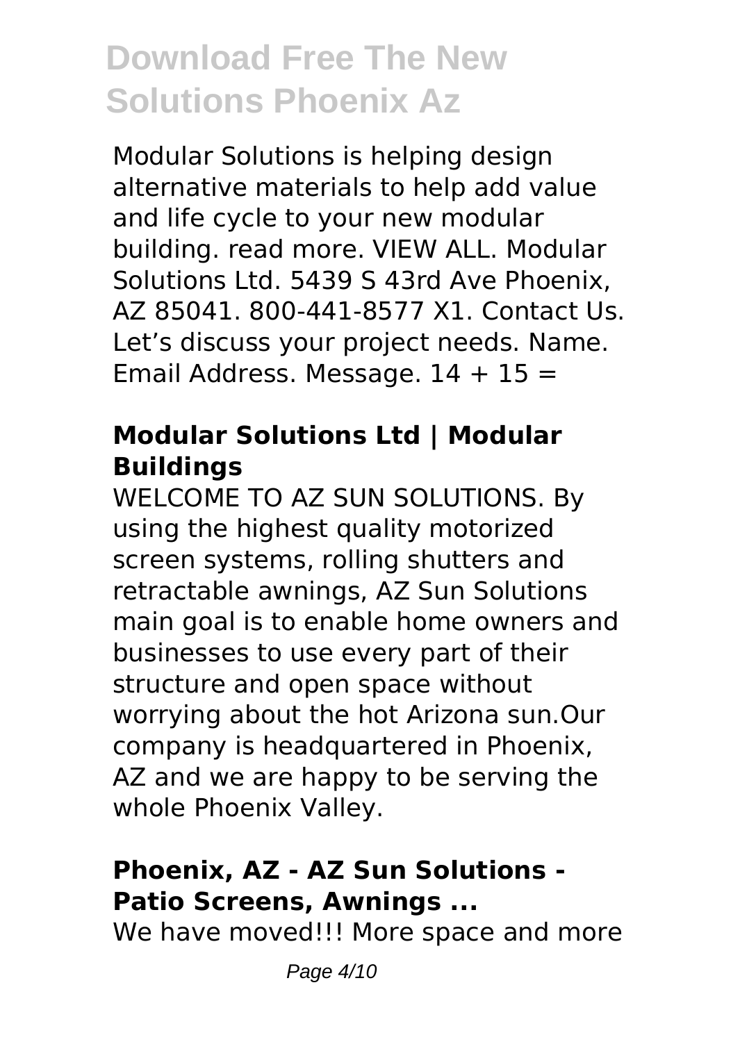Modular Solutions is helping design alternative materials to help add value and life cycle to your new modular building. read more. VIEW ALL. Modular Solutions Ltd. 5439 S 43rd Ave Phoenix, AZ 85041. 800-441-8577 X1. Contact Us. Let's discuss your project needs. Name. Email Address. Message. 14 + 15 =

### Modular Solutions Ltd | Modular Buildings

WELCOME TO AZ SUN SOLUTIONS. By using the highest quality motorized screen systems, rolling shutters and retractable awnings, AZ Sun Solutions main goal is to enable home owners and businesses to use every part of their structure and open space without worrying about the hot Arizona sun.Our company is headquartered in Phoenix, AZ and we are happy to be serving the whole Phoenix Valley.

### Phoenix, AZ - AZ Sun Solutions - Patio Screens, Awnings ...

We have moved!!! More space and more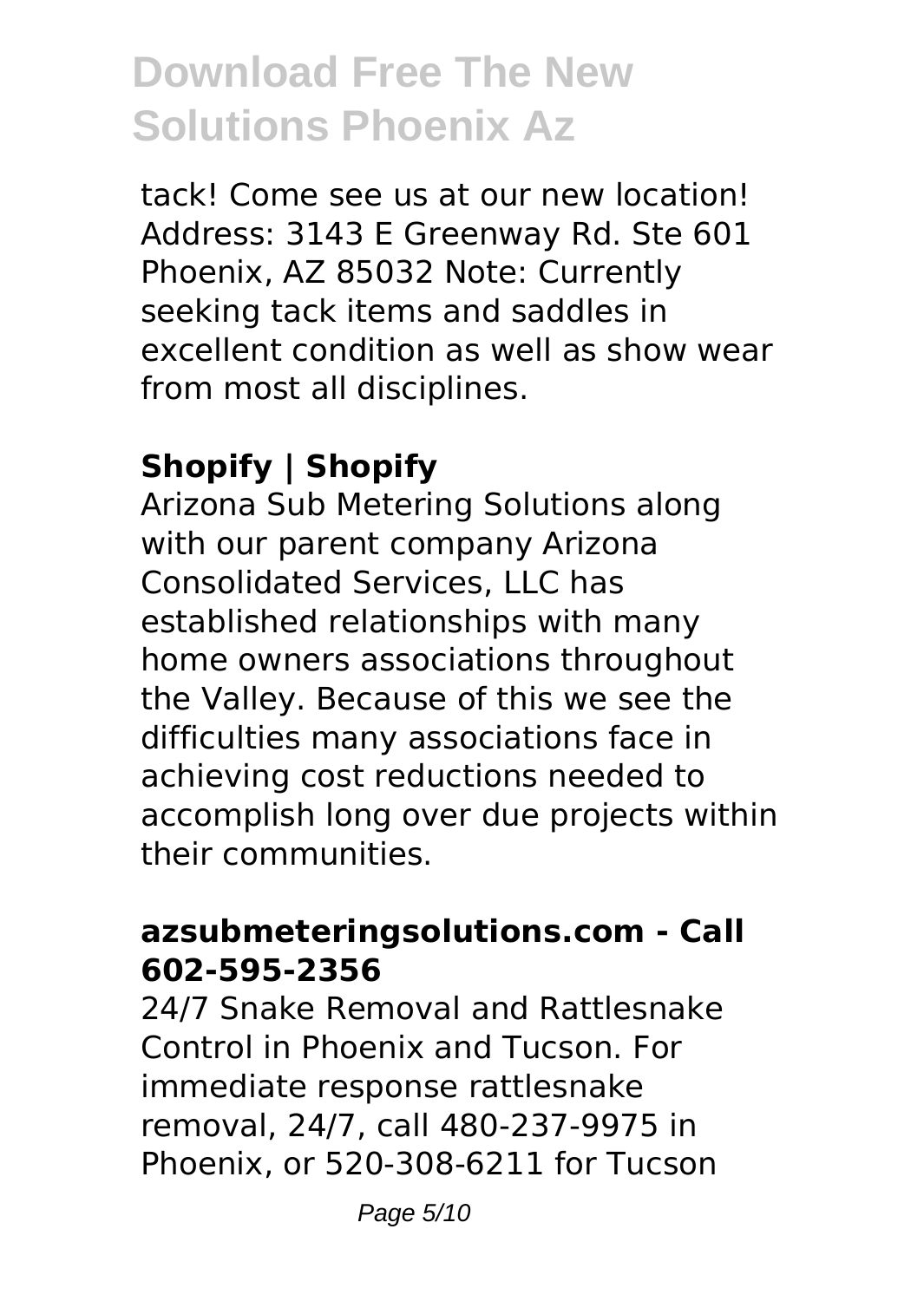tack! Come see us at our new location! Address: 3143 E Greenway Rd. Ste 601 Phoenix, AZ 85032 Note: Currently seeking tack items and saddles in excellent condition as well as show wear from most all disciplines.

## Shopify | Shopify

Arizona Sub Metering Solutions along with our parent company Arizona Consolidated Services, LLC has established relationships with many home owners associations throughout the Valley. Because of this we see the difficulties many associations face in achieving cost reductions needed to accomplish long over due projects within their communities.

## azsubmeteringsolutions.com - Call 602-595-2356

24/7 Snake Removal and Rattlesnake Control in Phoenix and Tucson. For immediate response rattlesnake removal, 24/7, call 480-237-9975 in Phoenix, or 520-308-6211 for Tucson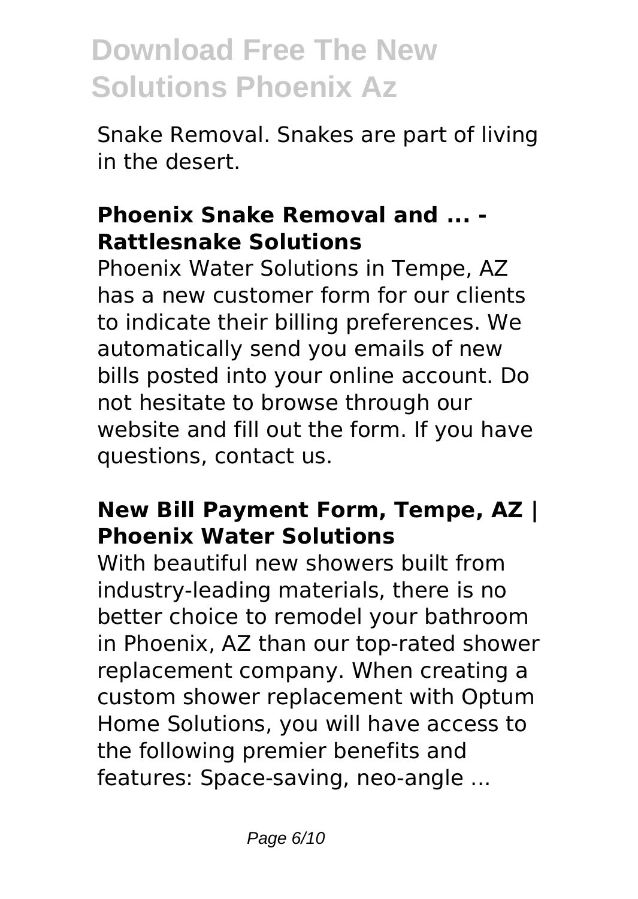Snake Removal. Snakes are part of living in the desert.

### Phoenix Snake Removal and ... - Rattlesnake Solutions

Phoenix Water Solutions in Tempe, AZ has a new customer form for our clients to indicate their billing preferences. We automatically send you emails of new bills posted into your online account. Do not hesitate to browse through our website and fill out the form. If you have questions, contact us.

### New Bill Payment Form, Tempe, AZ | Phoenix Water Solutions

With beautiful new showers built from industry-leading materials, there is no better choice to remodel your bathroom in Phoenix, AZ than our top-rated shower replacement company. When creating a custom shower replacement with Optum Home Solutions, you will have access to the following premier benefits and features: Space-saving, neo-angle ...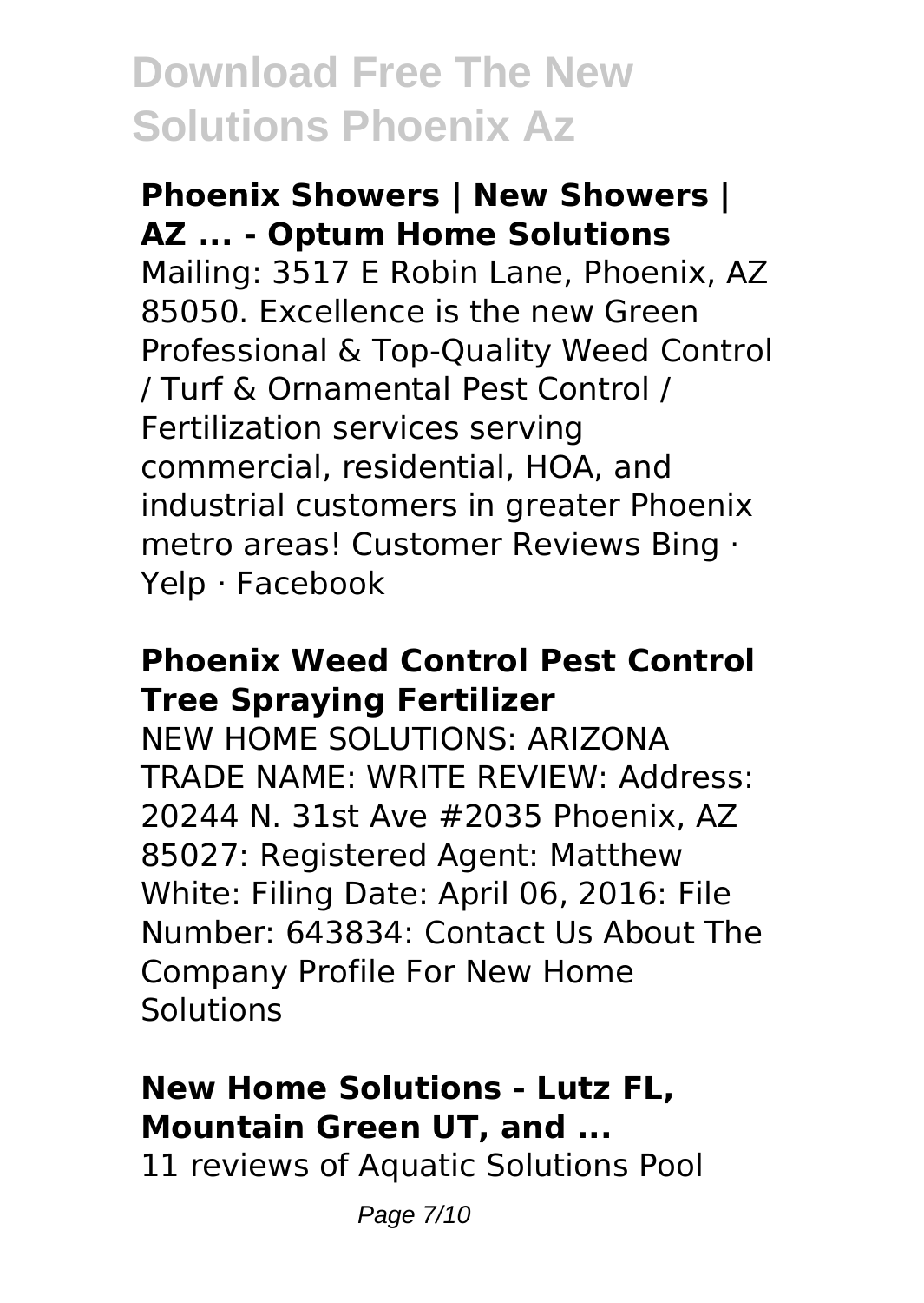### Phoenix Showers | New Showers | AZ ... - Optum Home Solutions

Mailing: 3517 E Robin Lane, Phoenix, AZ 85050. Excellence is the new Green Professional & Top-Quality Weed Control / Turf & Ornamental Pest Control / Fertilization services serving commercial, residential, HOA, and industrial customers in greater Phoenix metro areas! Customer Reviews Bing · Yelp · Facebook

### Phoenix Weed Control Pest Control Tree Spraying Fertilizer

NEW HOME SOLUTIONS: ARIZONA TRADE NAME: WRITE REVIEW: Address: 20244 N. 31st Ave #2035 Phoenix, AZ 85027: Registered Agent: Matthew White: Filing Date: April 06, 2016: File Number: 643834: Contact Us About The Company Profile For New Home Solutions

### New Home Solutions - Lutz FL, Mountain Green UT, and ...

11 reviews of Aquatic Solutions Pool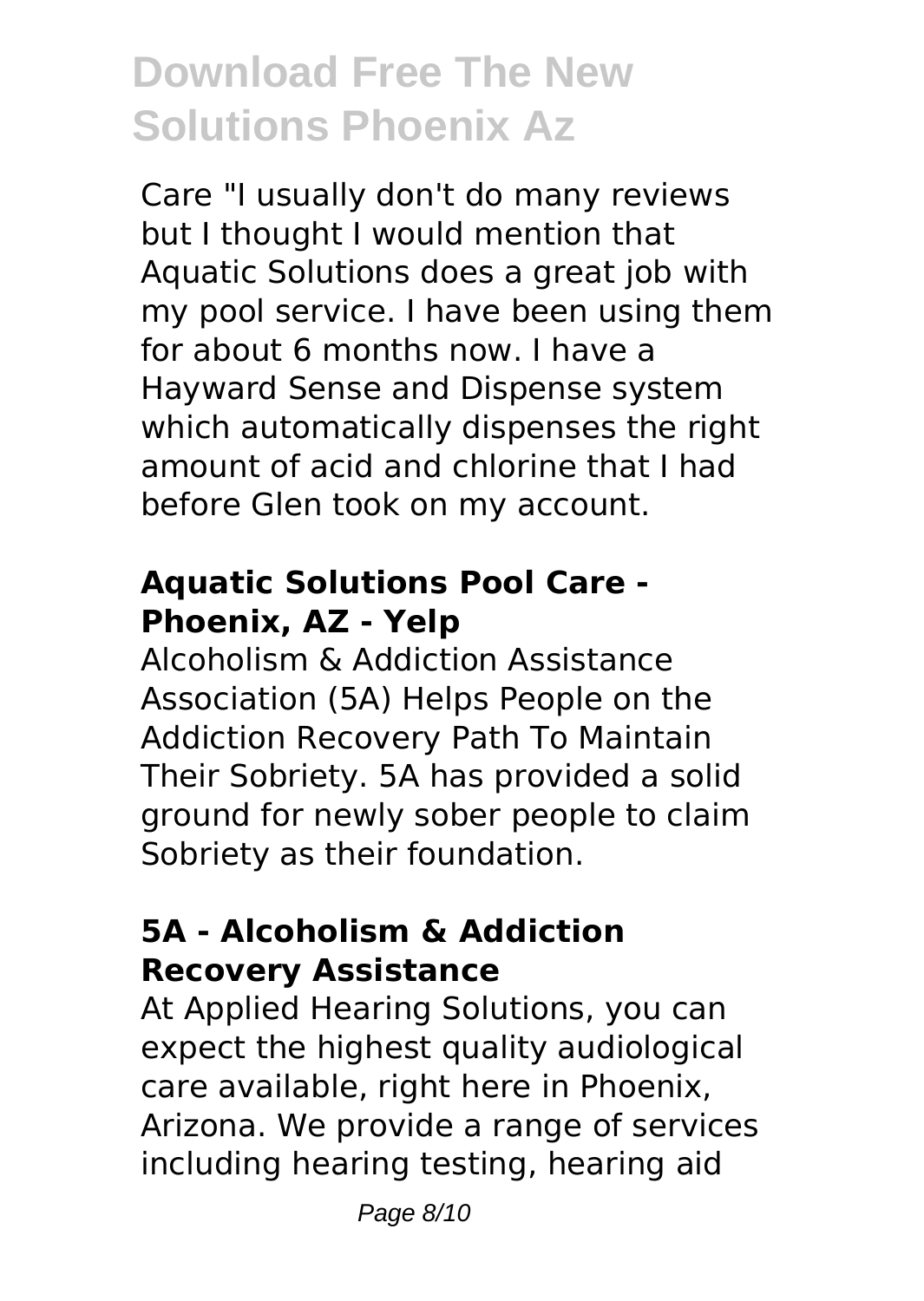Care "I usually don't do many reviews but I thought I would mention that Aquatic Solutions does a great job with my pool service. I have been using them for about 6 months now. I have a Hayward Sense and Dispense system which automatically dispenses the right amount of acid and chlorine that I had before Glen took on my account.

### Aquatic Solutions Pool Care - Phoenix, AZ - Yelp

Alcoholism & Addiction Assistance Association (5A) Helps People on the Addiction Recovery Path To Maintain Their Sobriety. 5A has provided a solid ground for newly sober people to claim Sobriety as their foundation.

### 5A - Alcoholism & Addiction Recovery Assistance

At Applied Hearing Solutions, you can expect the highest quality audiological care available, right here in Phoenix, Arizona. We provide a range of services including hearing testing, hearing aid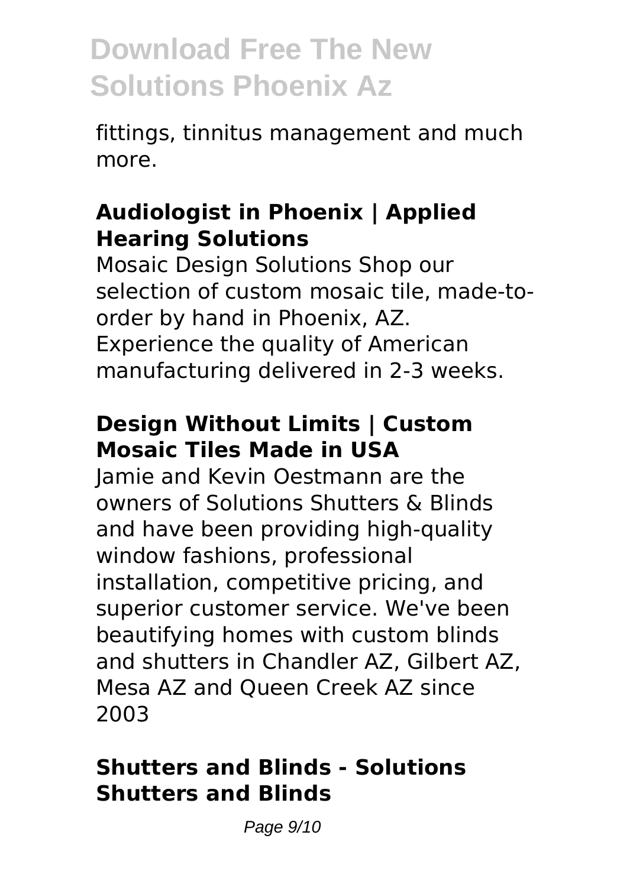fittings, tinnitus management and much more.

### Audiologist in Phoenix | Applied Hearing Solutions

Mosaic Design Solutions Shop our selection of custom mosaic tile, made-to-order by hand in Phoenix, AZ. Experience the quality of American manufacturing delivered in 2-3 weeks.

### Design Without Limits | Custom Mosaic Tiles Made in USA

Jamie and Kevin Oestmann are the owners of Solutions Shutters & Blinds and have been providing high-quality window fashions, professional installation, competitive pricing, and superior customer service. We've been beautifying homes with custom blinds and shutters in Chandler AZ, Gilbert AZ, Mesa AZ and Queen Creek AZ since 2003

### Shutters and Blinds - Solutions Shutters and Blinds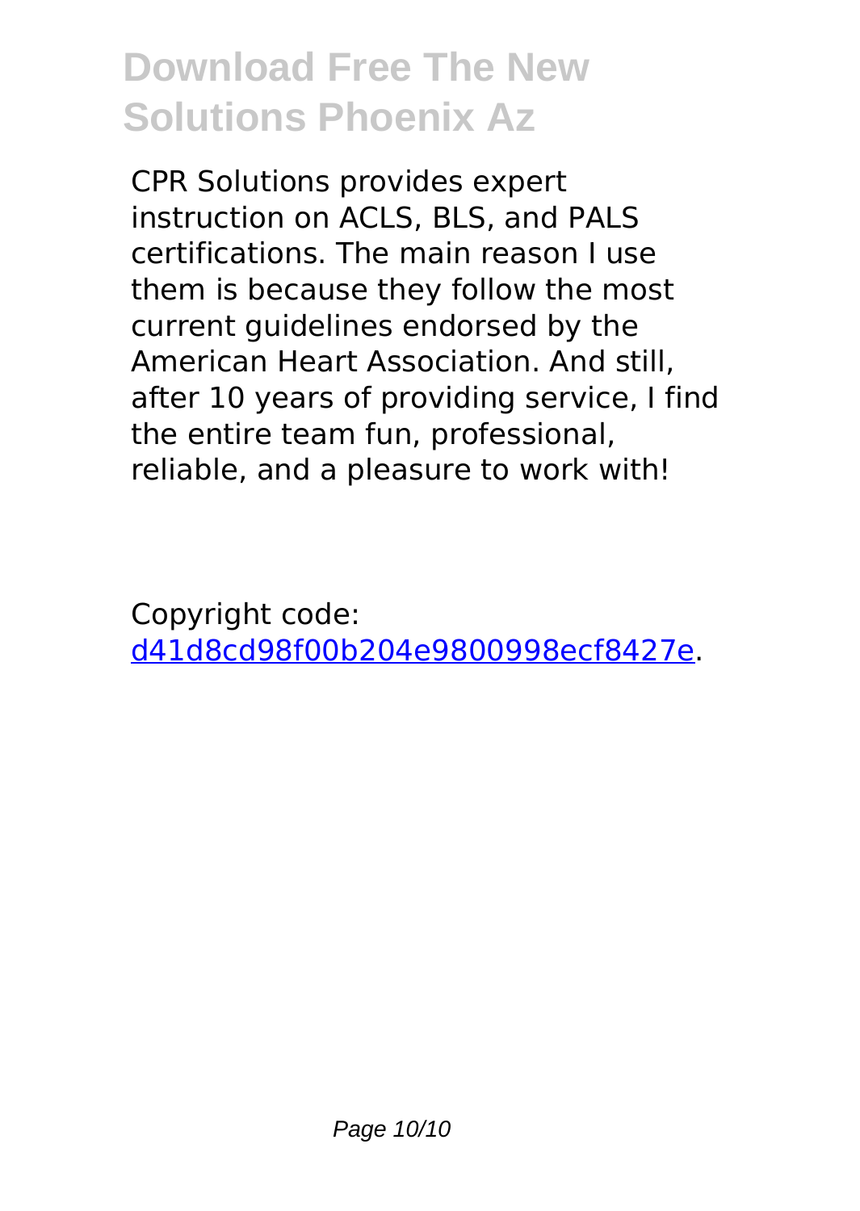CPR Solutions provides expert instruction on ACLS, BLS, and PALS certifications. The main reason I use them is because they follow the most current guidelines endorsed by the American Heart Association. And still, after 10 years of providing service, I find the entire team fun, professional, reliable, and a pleasure to work with!

Copyright code: d41d8cd98f00b204e9800998ecf8427e.